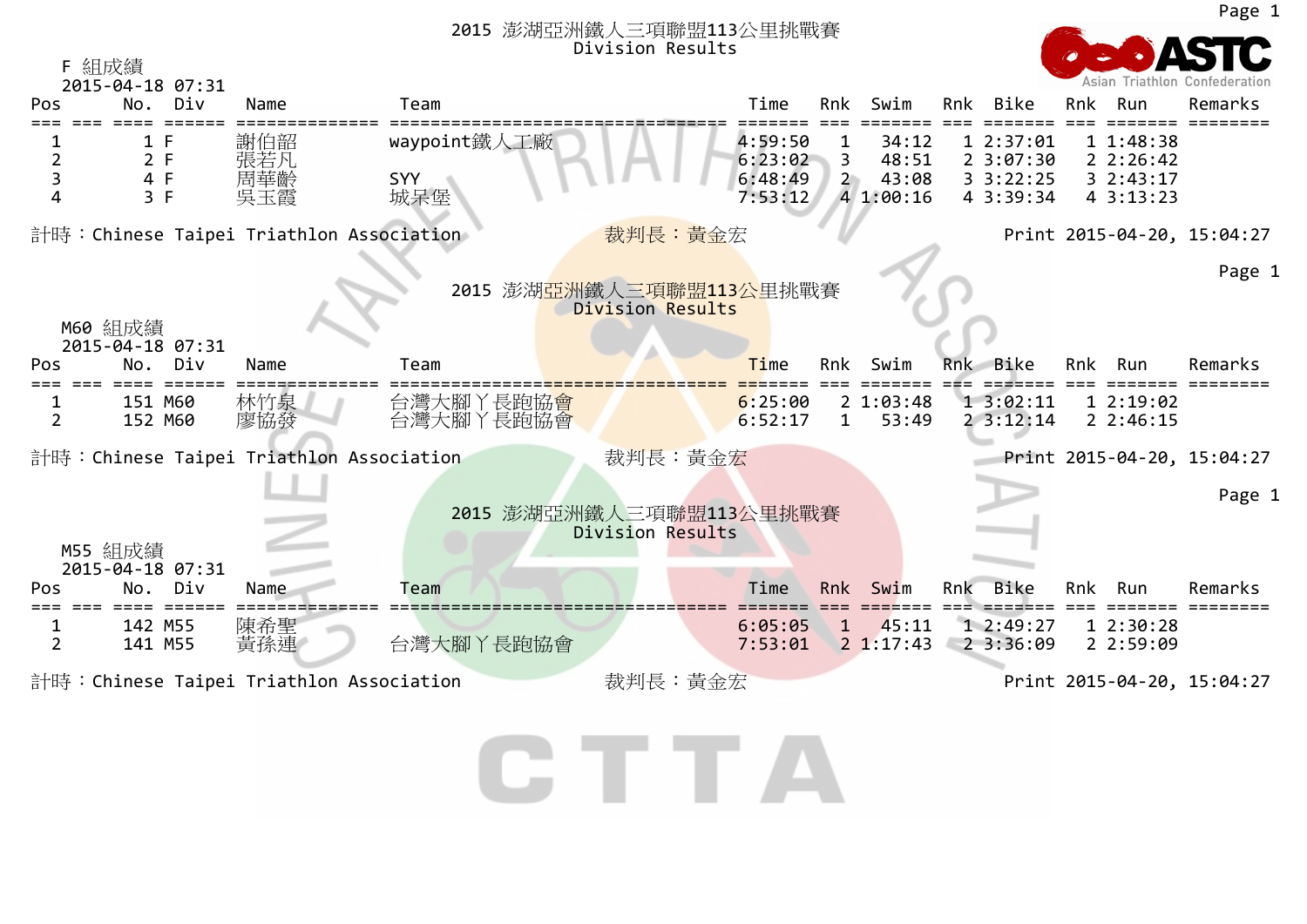# 2015 澎湖亞洲鐵人三項聯盟113公里挑戰賽
## Division Results

F 組成績
2015-04-18 07:31

| Pos | No. | Div | Name | Team | Time | Rnk | Swim | Rnk | Bike | Rnk | Run | Remarks |
|---|---|---|---|---|---|---|---|---|---|---|---|---|
| 1 | 1 | F | 謝伯韶 | waypoint鐵人工廠 | 4:59:50 | 1 | 34:12 | 1 | 2:37:01 | 1 | 1:48:38 | |
| 2 | 2 | F | 張若凡 | | 6:23:02 | 3 | 48:51 | 2 | 3:07:30 | 2 | 2:26:42 | |
| 3 | 4 | F | 周華齡 | SYY | 6:48:49 | 2 | 43:08 | 3 | 3:22:25 | 3 | 2:43:17 | |
| 4 | 3 | F | 吳玉霞 | 城呆堡 | 7:53:12 | 4 | 1:00:16 | 4 | 3:39:34 | 4 | 3:13:23 | |

計時：Chinese Taipei Triathlon Association　裁判長：黃金宏　Print 2015-04-20, 15:04:27

# 2015 澎湖亞洲鐵人三項聯盟113公里挑戰賽
## Division Results

M60 組成績
2015-04-18 07:31

| Pos | No. | Div | Name | Team | Time | Rnk | Swim | Rnk | Bike | Rnk | Run | Remarks |
|---|---|---|---|---|---|---|---|---|---|---|---|---|
| 1 | 151 | M60 | 林竹泉 | 台灣大腳丫長跑協會 | 6:25:00 | 2 | 1:03:48 | 1 | 3:02:11 | 1 | 2:19:02 | |
| 2 | 152 | M60 | 廖協發 | 台灣大腳丫長跑協會 | 6:52:17 | 1 | 53:49 | 2 | 3:12:14 | 2 | 2:46:15 | |

計時：Chinese Taipei Triathlon Association　裁判長：黃金宏　Print 2015-04-20, 15:04:27

# 2015 澎湖亞洲鐵人三項聯盟113公里挑戰賽
## Division Results

M55 組成績
2015-04-18 07:31

| Pos | No. | Div | Name | Team | Time | Rnk | Swim | Rnk | Bike | Rnk | Run | Remarks |
|---|---|---|---|---|---|---|---|---|---|---|---|---|
| 1 | 142 | M55 | 陳希聖 | | 6:05:05 | 1 | 45:11 | 1 | 2:49:27 | 1 | 2:30:28 | |
| 2 | 141 | M55 | 黃孫連 | 台灣大腳丫長跑協會 | 7:53:01 | 2 | 1:17:43 | 2 | 3:36:09 | 2 | 2:59:09 | |

計時：Chinese Taipei Triathlon Association　裁判長：黃金宏　Print 2015-04-20, 15:04:27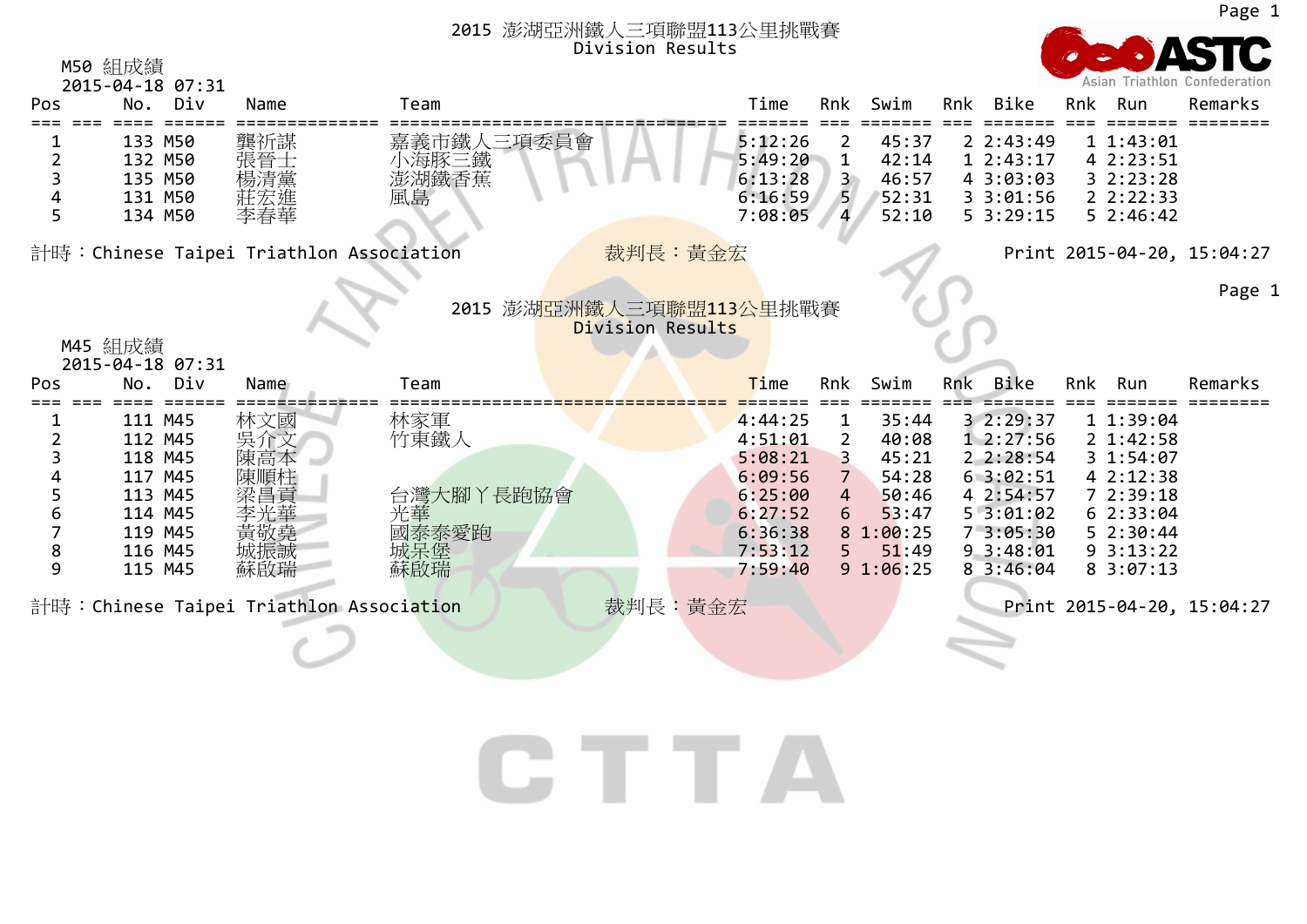## 2015 澎湖亞洲鐵人三項聯盟113公里挑戰賽
### Division Results

M50 組成績
2015-04-18 07:31

| Pos | No. | Div | Name | Team | Time | Rnk | Swim | Rnk | Bike | Rnk | Run | Remarks |
|---|---|---|---|---|---|---|---|---|---|---|---|---|
| 1 | 133 | M50 | 龔祈謀 | 嘉義市鐵人三項委員會 | 5:12:26 | 2 | 45:37 | 2 | 2:43:49 | 1 | 1:43:01 | |
| 2 | 132 | M50 | 張晉士 | 小海豚三鐵 | 5:49:20 | 1 | 42:14 | 1 | 2:43:17 | 4 | 2:23:51 | |
| 3 | 135 | M50 | 楊清黨 | 澎湖鐵香蕉 | 6:13:28 | 3 | 46:57 | 4 | 3:03:03 | 3 | 2:23:28 | |
| 4 | 131 | M50 | 莊宏進 | 風島 | 6:16:59 | 5 | 52:31 | 3 | 3:01:56 | 2 | 2:22:33 | |
| 5 | 134 | M50 | 李春華 | | 7:08:05 | 4 | 52:10 | 5 | 3:29:15 | 5 | 2:46:42 | |

計時：Chinese Taipei Triathlon Association　　裁判長：黃金宏　　Print 2015-04-20, 15:04:27

## 2015 澎湖亞洲鐵人三項聯盟113公里挑戰賽
### Division Results

M45 組成績
2015-04-18 07:31

| Pos | No. | Div | Name | Team | Time | Rnk | Swim | Rnk | Bike | Rnk | Run | Remarks |
|---|---|---|---|---|---|---|---|---|---|---|---|---|
| 1 | 111 | M45 | 林文國 | 林家軍 | 4:44:25 | 1 | 35:44 | 3 | 2:29:37 | 1 | 1:39:04 | |
| 2 | 112 | M45 | 吳介文 | 竹東鐵人 | 4:51:01 | 2 | 40:08 | 1 | 2:27:56 | 2 | 1:42:58 | |
| 3 | 118 | M45 | 陳高本 | | 5:08:21 | 3 | 45:21 | 2 | 2:28:54 | 3 | 1:54:07 | |
| 4 | 117 | M45 | 陳順柱 | | 6:09:56 | 7 | 54:28 | 6 | 3:02:51 | 4 | 2:12:38 | |
| 5 | 113 | M45 | 梁昌貢 | 台灣大腳丫長跑協會 | 6:25:00 | 4 | 50:46 | 4 | 2:54:57 | 7 | 2:39:18 | |
| 6 | 114 | M45 | 李光華 | 光華 | 6:27:52 | 6 | 53:47 | 5 | 3:01:02 | 6 | 2:33:04 | |
| 7 | 119 | M45 | 黃敬堯 | 國泰泰愛跑 | 6:36:38 | 8 | 1:00:25 | 7 | 3:05:30 | 5 | 2:30:44 | |
| 8 | 116 | M45 | 城振誠 | 城呆堡 | 7:53:12 | 5 | 51:49 | 9 | 3:48:01 | 9 | 3:13:22 | |
| 9 | 115 | M45 | 蘇啟瑞 | 蘇啟瑞 | 7:59:40 | 9 | 1:06:25 | 8 | 3:46:04 | 8 | 3:07:13 | |

計時：Chinese Taipei Triathlon Association　　裁判長：黃金宏　　Print 2015-04-20, 15:04:27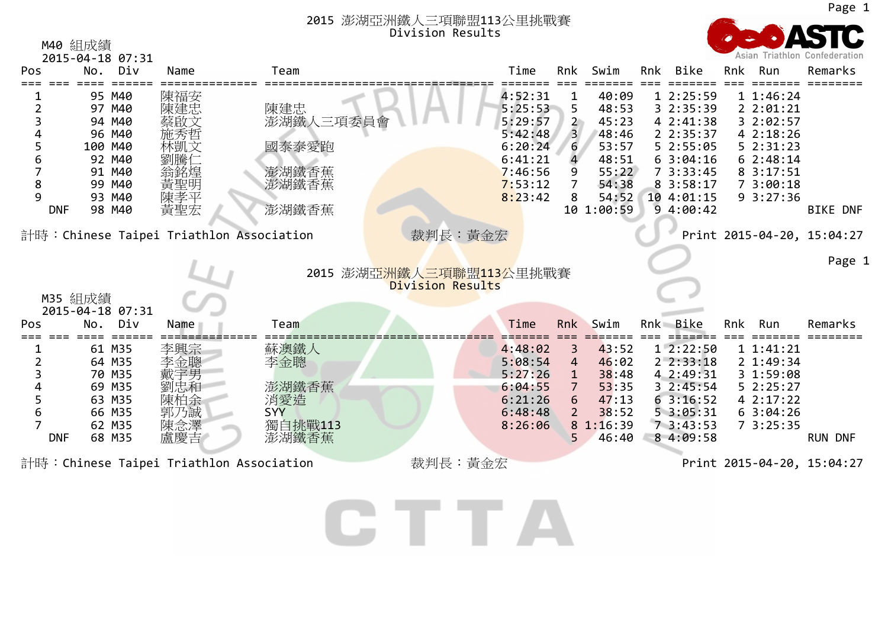# 2015 澎湖亞洲鐵人三項聯盟113公里挑戰賽

Division Results

M40 組成績

2015-04-18 07:31

| Pos | No. | Div | Name | Team | Time | Rnk | Swim | Rnk | Bike | Rnk | Run | Remarks |
|---|---|---|---|---|---|---|---|---|---|---|---|---|
| 1 | 95 | M40 | 陳福安 | | 4:52:31 | 1 | 40:09 | 1 | 2:25:59 | 1 | 1:46:24 | |
| 2 | 97 | M40 | 陳建忠 | 陳建忠 | 5:25:53 | 5 | 48:53 | 3 | 2:35:39 | 2 | 2:01:21 | |
| 3 | 94 | M40 | 蔡啟文 | 澎湖鐵人三項委員會 | 5:29:57 | 2 | 45:23 | 4 | 2:41:38 | 3 | 2:02:57 | |
| 4 | 96 | M40 | 施秀哲 | | 5:42:48 | 3 | 48:46 | 2 | 2:35:37 | 4 | 2:18:26 | |
| 5 | 100 | M40 | 林凱文 | 國泰泰愛跑 | 6:20:24 | 6 | 53:57 | 5 | 2:55:05 | 5 | 2:31:23 | |
| 6 | 92 | M40 | 劉騰仁 | | 6:41:21 | 4 | 48:51 | 6 | 3:04:16 | 6 | 2:48:14 | |
| 7 | 91 | M40 | 翁銘煌 | 澎湖鐵香蕉 | 7:46:56 | 9 | 55:22 | 7 | 3:33:45 | 8 | 3:17:51 | |
| 8 | 99 | M40 | 黃聖明 | 澎湖鐵香蕉 | 7:53:12 | 7 | 54:38 | 8 | 3:58:17 | 7 | 3:00:18 | |
| 9 | 93 | M40 | 陳孝平 | | 8:23:42 | 8 | 54:52 | 10 | 4:01:15 | 9 | 3:27:36 | |
| DNF | 98 | M40 | 黃聖宏 | 澎湖鐵香蕉 | | 10 | 1:00:59 | 9 | 4:00:42 | | | BIKE DNF |

計時：Chinese Taipei Triathlon Association　　裁判長：黃金宏　　Print 2015-04-20, 15:04:27

# 2015 澎湖亞洲鐵人三項聯盟113公里挑戰賽

Division Results

M35 組成績

2015-04-18 07:31

| Pos | No. | Div | Name | Team | Time | Rnk | Swim | Rnk | Bike | Rnk | Run | Remarks |
|---|---|---|---|---|---|---|---|---|---|---|---|---|
| 1 | 61 | M35 | 李興宗 | 蘇澳鐵人 | 4:48:02 | 3 | 43:52 | 1 | 2:22:50 | 1 | 1:41:21 | |
| 2 | 64 | M35 | 李金聰 | 李金聰 | 5:08:54 | 4 | 46:02 | 2 | 2:33:18 | 2 | 1:49:34 | |
| 3 | 70 | M35 | 戴宇男 | | 5:27:26 | 1 | 38:48 | 4 | 2:49:31 | 3 | 1:59:08 | |
| 4 | 69 | M35 | 劉忠和 | 澎湖鐵香蕉 | 6:04:55 | 7 | 53:35 | 3 | 2:45:54 | 5 | 2:25:27 | |
| 5 | 63 | M35 | 陳柏余 | 消愛造 | 6:21:26 | 6 | 47:13 | 6 | 3:16:52 | 4 | 2:17:22 | |
| 6 | 66 | M35 | 郭乃誠 | SYY | 6:48:48 | 2 | 38:52 | 5 | 3:05:31 | 6 | 3:04:26 | |
| 7 | 62 | M35 | 陳念澤 | 獨自挑戰113 | 8:26:06 | 8 | 1:16:39 | 7 | 3:43:53 | 7 | 3:25:35 | |
| DNF | 68 | M35 | 盧慶吉 | 澎湖鐵香蕉 | | 5 | 46:40 | 8 | 4:09:58 | | | RUN DNF |

計時：Chinese Taipei Triathlon Association　　裁判長：黃金宏　　Print 2015-04-20, 15:04:27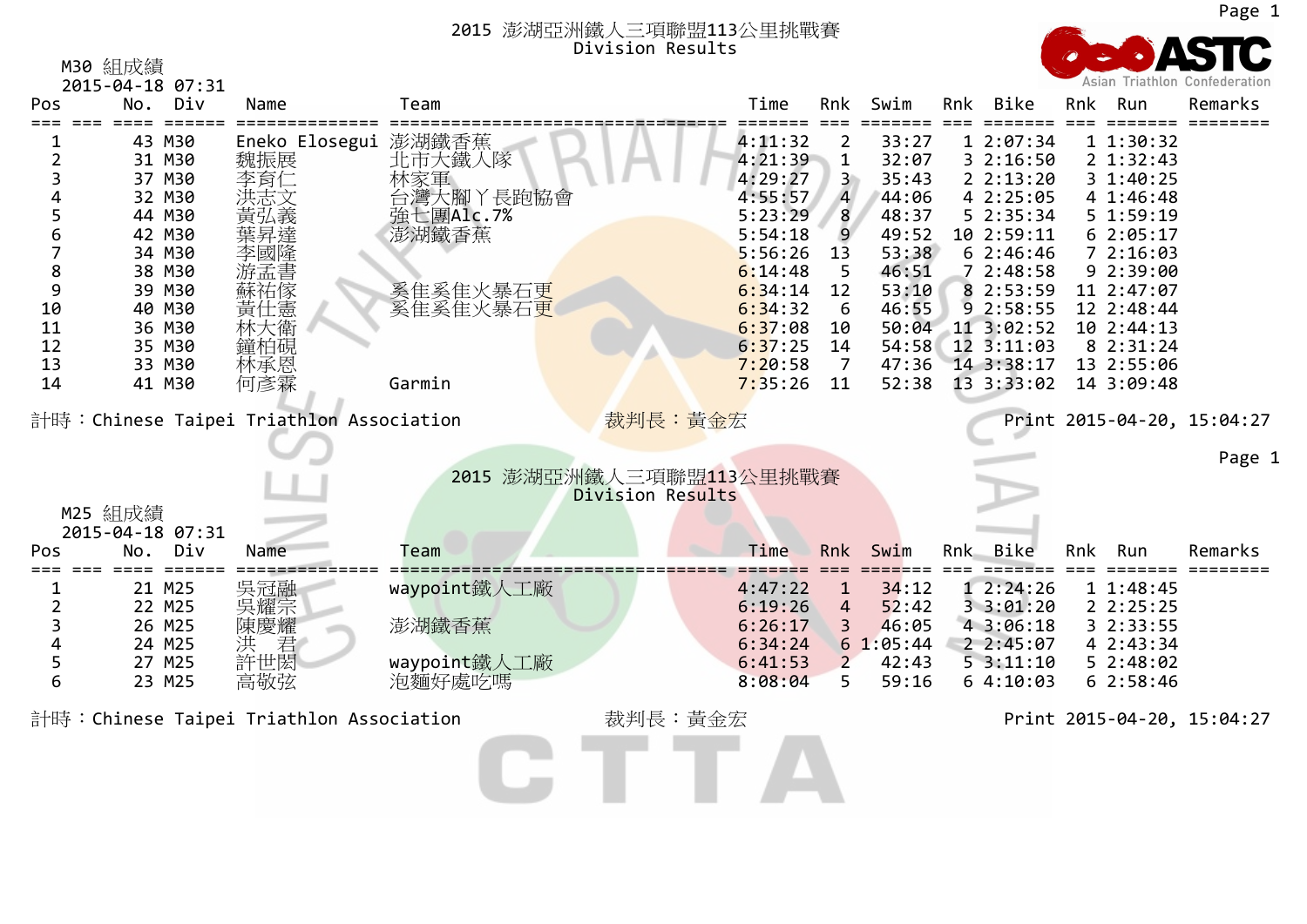# 2015 澎湖亞洲鐵人三項聯盟113公里挑戰賽
## Division Results

M30 組成績
2015-04-18 07:31

| Pos | No. | Div | Name | Team | Time | Rnk | Swim | Rnk | Bike | Rnk | Run | Remarks |
|---|---|---|---|---|---|---|---|---|---|---|---|---|
| 1 | 43 | M30 | Eneko Elosegui | 澎湖鐵香蕉 | 4:11:32 | 2 | 33:27 | 1 | 2:07:34 | 1 | 1:30:32 | |
| 2 | 31 | M30 | 魏振展 | 北市大鐵人隊 | 4:21:39 | 1 | 32:07 | 3 | 2:16:50 | 2 | 1:32:43 | |
| 3 | 37 | M30 | 李育仁 | 林家軍 | 4:29:27 | 3 | 35:43 | 2 | 2:13:20 | 3 | 1:40:25 | |
| 4 | 32 | M30 | 洪志文 | 台灣大腳丫長跑協會 | 4:55:57 | 4 | 44:06 | 4 | 2:25:05 | 4 | 1:46:48 | |
| 5 | 44 | M30 | 黃弘義 | 強七團Alc.7% | 5:23:29 | 8 | 48:37 | 5 | 2:35:34 | 5 | 1:59:19 | |
| 6 | 42 | M30 | 葉昇達 | 澎湖鐵香蕉 | 5:54:18 | 9 | 49:52 | 10 | 2:59:11 | 6 | 2:05:17 | |
| 7 | 34 | M30 | 李國隆 | | 5:56:26 | 13 | 53:38 | 6 | 2:46:46 | 7 | 2:16:03 | |
| 8 | 38 | M30 | 游孟書 | | 6:14:48 | 5 | 46:51 | 7 | 2:48:58 | 9 | 2:39:00 | |
| 9 | 39 | M30 | 蘇祐傢 | 奚隹奚隹火暴石更 | 6:34:14 | 12 | 53:10 | 8 | 2:53:59 | 11 | 2:47:07 | |
| 10 | 40 | M30 | 黃仕憲 | 奚隹奚隹火暴石更 | 6:34:32 | 6 | 46:55 | 9 | 2:58:55 | 12 | 2:48:44 | |
| 11 | 36 | M30 | 林大衛 | | 6:37:08 | 10 | 50:04 | 11 | 3:02:52 | 10 | 2:44:13 | |
| 12 | 35 | M30 | 鐘柏硯 | | 6:37:25 | 14 | 54:58 | 12 | 3:11:03 | 8 | 2:31:24 | |
| 13 | 33 | M30 | 林承恩 | | 7:20:58 | 7 | 47:36 | 14 | 3:38:17 | 13 | 2:55:06 | |
| 14 | 41 | M30 | 何彥霖 | Garmin | 7:35:26 | 11 | 52:38 | 13 | 3:33:02 | 14 | 3:09:48 | |

計時：Chinese Taipei Triathlon Association　　裁判長：黃金宏　　Print 2015-04-20, 15:04:27

# 2015 澎湖亞洲鐵人三項聯盟113公里挑戰賽
## Division Results

M25 組成績
2015-04-18 07:31

| Pos | No. | Div | Name | Team | Time | Rnk | Swim | Rnk | Bike | Rnk | Run | Remarks |
|---|---|---|---|---|---|---|---|---|---|---|---|---|
| 1 | 21 | M25 | 吳冠融 | waypoint鐵人工廠 | 4:47:22 | 1 | 34:12 | 1 | 2:24:26 | 1 | 1:48:45 | |
| 2 | 22 | M25 | 吳耀宗 | | 6:19:26 | 4 | 52:42 | 3 | 3:01:20 | 2 | 2:25:25 | |
| 3 | 26 | M25 | 陳慶耀 | 澎湖鐵香蕉 | 6:26:17 | 3 | 46:05 | 4 | 3:06:18 | 3 | 2:33:55 | |
| 4 | 24 | M25 | 洪　君 | | 6:34:24 | 6 | 1:05:44 | 2 | 2:45:07 | 4 | 2:43:34 | |
| 5 | 27 | M25 | 許世閎 | waypoint鐵人工廠 | 6:41:53 | 2 | 42:43 | 5 | 3:11:10 | 5 | 2:48:02 | |
| 6 | 23 | M25 | 高敬弦 | 泡麵好處吃嗎 | 8:08:04 | 5 | 59:16 | 6 | 4:10:03 | 6 | 2:58:46 | |

計時：Chinese Taipei Triathlon Association　　裁判長：黃金宏　　Print 2015-04-20, 15:04:27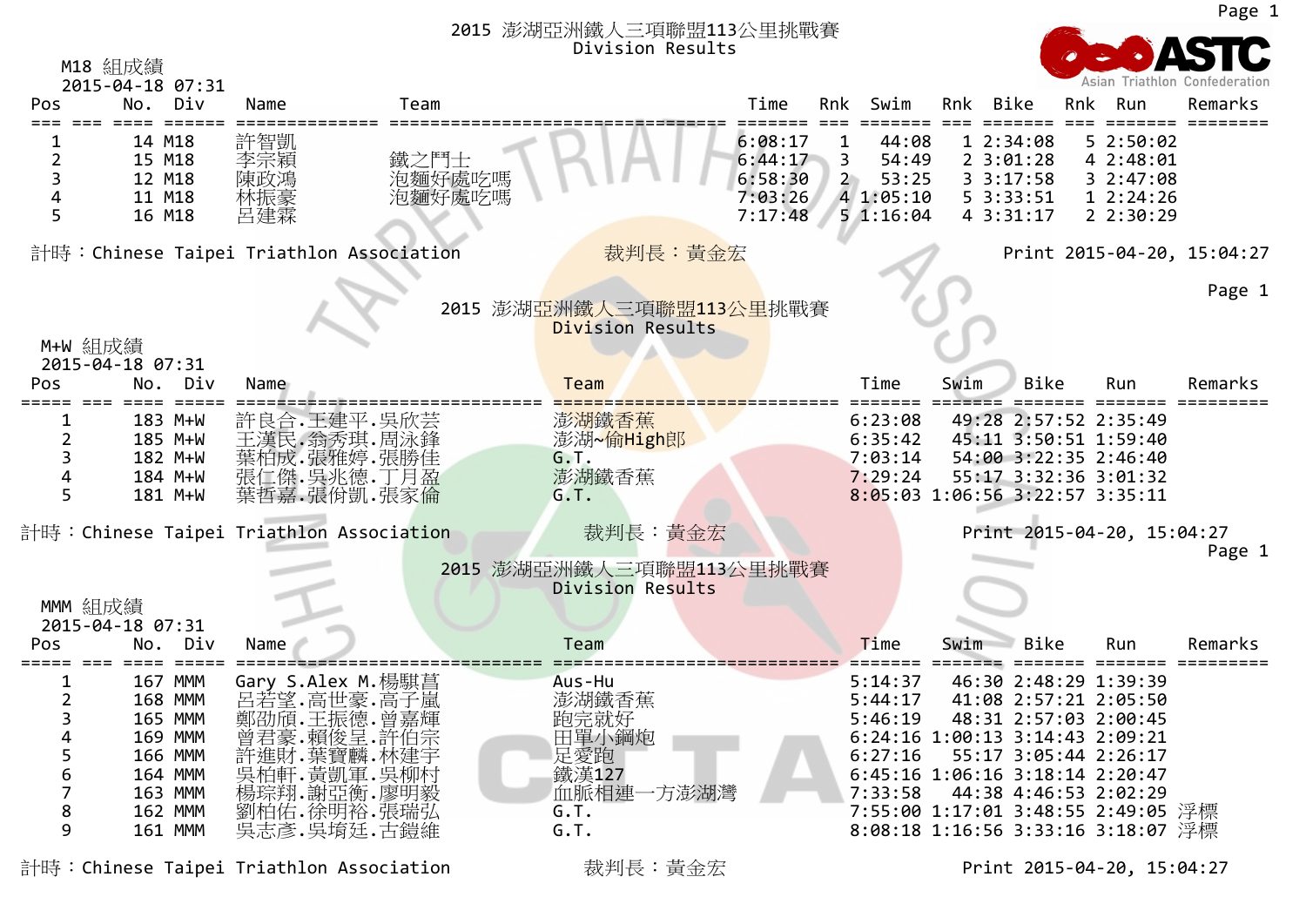# 2015 澎湖亞洲鐵人三項聯盟113公里挑戰賽
## Division Results

M18 組成績
2015-04-18 07:31

| Pos | No. | Div | Name | Team | Time | Rnk | Swim | Rnk | Bike | Rnk | Run | Remarks |
|---|---|---|---|---|---|---|---|---|---|---|---|---|
| 1 | 14 | M18 | 許智凱 | | 6:08:17 | 1 | 44:08 | 1 | 2:34:08 | 5 | 2:50:02 | |
| 2 | 15 | M18 | 李宗穎 | 鐵之鬥士 | 6:44:17 | 3 | 54:49 | 2 | 3:01:28 | 4 | 2:48:01 | |
| 3 | 12 | M18 | 陳政鴻 | 泡麵好處吃嗎 | 6:58:30 | 2 | 53:25 | 3 | 3:17:58 | 3 | 2:47:08 | |
| 4 | 11 | M18 | 林振豪 | 泡麵好處吃嗎 | 7:03:26 | 4 | 1:05:10 | 5 | 3:33:51 | 1 | 2:24:26 | |
| 5 | 16 | M18 | 呂建霖 | | 7:17:48 | 5 | 1:16:04 | 4 | 3:31:17 | 2 | 2:30:29 | |

計時：Chinese Taipei Triathlon Association　　裁判長：黃金宏　　Print 2015-04-20, 15:04:27

# 2015 澎湖亞洲鐵人三項聯盟113公里挑戰賽
## Division Results

M+W 組成績
2015-04-18 07:31

| Pos | No. | Div | Name | Team | Time | Swim | Bike | Run | Remarks |
|---|---|---|---|---|---|---|---|---|---|
| 1 | 183 | M+W | 許良合.王建平.吳欣芸 | 澎湖鐵香蕉 | 6:23:08 | 49:28 | 2:57:52 | 2:35:49 | |
| 2 | 185 | M+W | 王漢民.翁秀琪.周泳鋒 | 澎湖~偷High郎 | 6:35:42 | 45:11 | 3:50:51 | 1:59:40 | |
| 3 | 182 | M+W | 葉柏成.張雅婷.張勝佳 | G.T. | 7:03:14 | 54:00 | 3:22:35 | 2:46:40 | |
| 4 | 184 | M+W | 張仁傑.吳兆德.丁月盈 | 澎湖鐵香蕉 | 7:29:24 | 55:17 | 3:32:36 | 3:01:32 | |
| 5 | 181 | M+W | 葉哲嘉.張俯凱.張家倫 | G.T. | 8:05:03 | 1:06:56 | 3:22:57 | 3:35:11 | |

計時：Chinese Taipei Triathlon Association　　裁判長：黃金宏　　Print 2015-04-20, 15:04:27

# 2015 澎湖亞洲鐵人三項聯盟113公里挑戰賽
## Division Results

MMM 組成績
2015-04-18 07:31

| Pos | No. | Div | Name | Team | Time | Swim | Bike | Run | Remarks |
|---|---|---|---|---|---|---|---|---|---|
| 1 | 167 | MMM | Gary S.Alex M.楊騏菖 | Aus-Hu | 5:14:37 | 46:30 | 2:48:29 | 1:39:39 | |
| 2 | 168 | MMM | 呂若望.高世豪.高子嵐 | 澎湖鐵香蕉 | 5:44:17 | 41:08 | 2:57:21 | 2:05:50 | |
| 3 | 165 | MMM | 鄭劭頎.王振德.曾嘉輝 | 跑完就好 | 5:46:19 | 48:31 | 2:57:03 | 2:00:45 | |
| 4 | 169 | MMM | 曾君豪.賴俊呈.許伯宗 | 田單小鋼炮 | 6:24:16 | 1:00:13 | 3:14:43 | 2:09:21 | |
| 5 | 166 | MMM | 許進財.葉寶麟.林建宇 | 足愛跑 | 6:27:16 | 55:17 | 3:05:44 | 2:26:17 | |
| 6 | 164 | MMM | 吳柏軒.黃凱軍.吳柳村 | 鐵漢127 | 6:45:16 | 1:06:16 | 3:18:14 | 2:20:47 | |
| 7 | 163 | MMM | 楊琮翔.謝亞衡.廖明毅 | 血脈相連一方澎湖灣 | 7:33:58 | 44:38 | 4:46:53 | 2:02:29 | |
| 8 | 162 | MMM | 劉柏佑.徐明裕.張瑞弘 | G.T. | 7:55:00 | 1:17:01 | 3:48:55 | 2:49:05 | 浮標 |
| 9 | 161 | MMM | 吳志彥.吳堉廷.古鎧維 | G.T. | 8:08:18 | 1:16:56 | 3:33:16 | 3:18:07 | 浮標 |

計時：Chinese Taipei Triathlon Association　　裁判長：黃金宏　　Print 2015-04-20, 15:04:27